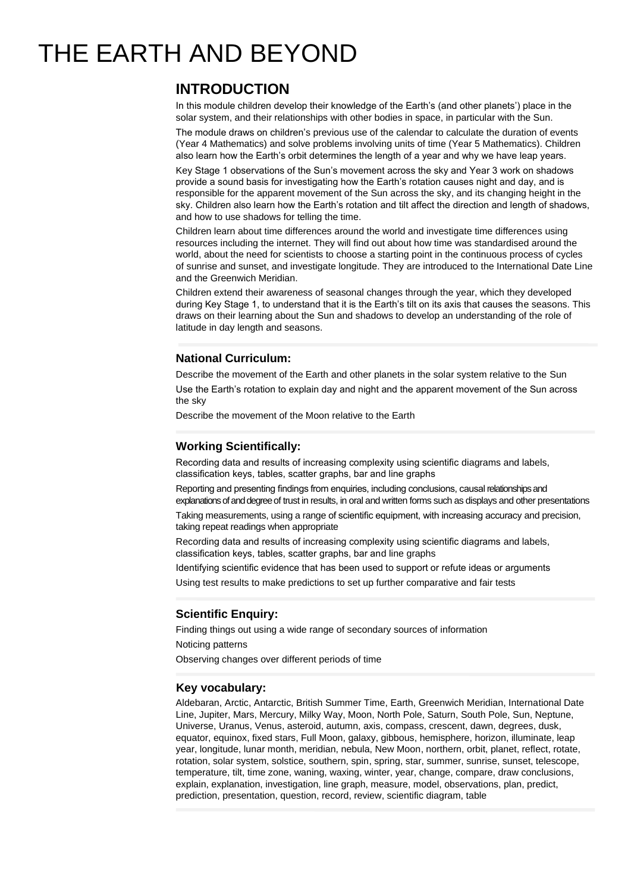# THE EARTH AND BEYOND

## INTRODUCTION

In this module children develop their knowledge of the Earth's (and other planets') place in the solar system, and their relationships with other bodies in space, in particular with the Sun.

The module draws on children's previous use of the calendar to calculate the duration of events (Year 4 Mathematics) and solve problems involving units of time (Year 5 Mathematics). Children also learn how the Earth's orbit determines the length of a year and why we have leap years.

Key Stage 1 observations of the Sun's movement across the sky and Year 3 work on shadows provide a sound basis for investigating how the Earth's rotation causes night and day, and is responsible for the apparent movement of the Sun across the sky, and its changing height in the sky. Children also learn how the Earth's rotation and tilt affect the direction and length of shadows, and how to use shadows for telling the time.

Children learn about time differences around the world and investigate time differences using resources including the internet. They will find out about how time was standardised around the world, about the need for scientists to choose a starting point in the continuous process of cycles of sunrise and sunset, and investigate longitude. They are introduced to the International Date Line and the Greenwich Meridian.

Children extend their awareness of seasonal changes through the year, which they developed during Key Stage 1, to understand that it is the Earth's tilt on its axis that causes the seasons. This draws on their learning about the Sun and shadows to develop an understanding of the role of latitude in day length and seasons.

### National Curriculum:

Describe the movement of the Earth and other planets in the solar system relative to the Sun

Use the Earth's rotation to explain day and night and the apparent movement of the Sun across the sky

Describe the movement of the Moon relative to the Earth

### Working Scientifically:

Recording data and results of increasing complexity using scientific diagrams and labels, classification keys, tables, scatter graphs, bar and line graphs

Reporting and presenting findings from enquiries, including conclusions, causal relationships and explanations of and degree of trust in results, in oral and written forms such as displays and other presentations

Taking measurements, using a range of scientific equipment, with increasing accuracy and precision, taking repeat readings when appropriate

Recording data and results of increasing complexity using scientific diagrams and labels, classification keys, tables, scatter graphs, bar and line graphs

Identifying scientific evidence that has been used to support or refute ideas or arguments

Using test results to make predictions to set up further comparative and fair tests

### Scientific Enquiry:

Finding things out using a wide range of secondary sources of information

Noticing patterns

Observing changes over different periods of time

### Key vocabulary:

Aldebaran, Arctic, Antarctic, British Summer Time, Earth, Greenwich Meridian, International Date Line, Jupiter, Mars, Mercury, Milky Way, Moon, North Pole, Saturn, South Pole, Sun, Neptune, Universe, Uranus, Venus, asteroid, autumn, axis, compass, crescent, dawn, degrees, dusk, equator, equinox, fixed stars, Full Moon, galaxy, gibbous, hemisphere, horizon, illuminate, leap year, longitude, lunar month, meridian, nebula, New Moon, northern, orbit, planet, reflect, rotate, rotation, solar system, solstice, southern, spin, spring, star, summer, sunrise, sunset, telescope, temperature, tilt, time zone, waning, waxing, winter, year, change, compare, draw conclusions, explain, explanation, investigation, line graph, measure, model, observations, plan, predict, prediction, presentation, question, record, review, scientific diagram, table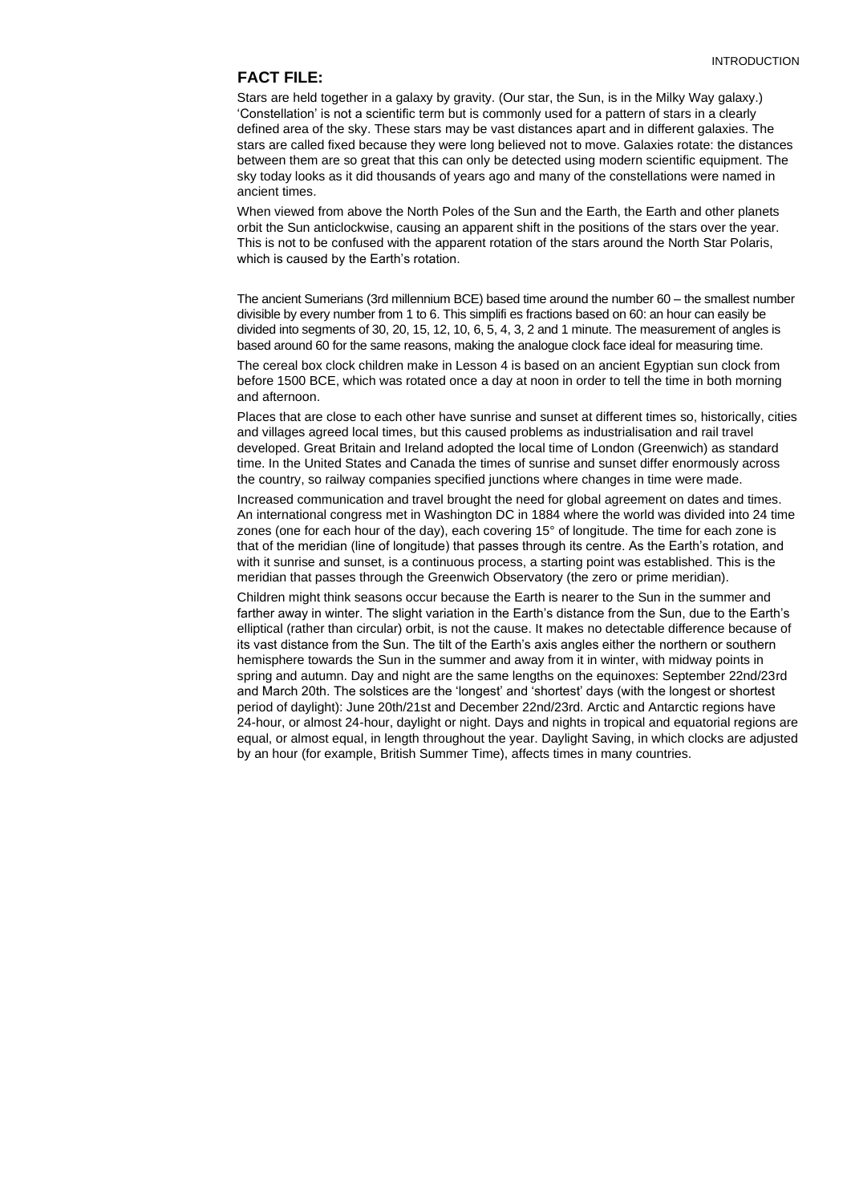## FACT FILE:

Stars are held together in a galaxy by gravity. (Our star, the Sun, is in the Milky Way galaxy.) 'Constellation' is not a scientific term but is commonly used for a pattern of stars in a clearly defined area of the sky. These stars may be vast distances apart and in different galaxies. The stars are called fixed because they were long believed not to move. Galaxies rotate: the distances between them are so great that this can only be detected using modern scientific equipment. The sky today looks as it did thousands of years ago and many of the constellations were named in ancient times.

When viewed from above the North Poles of the Sun and the Earth, the Earth and other planets orbit the Sun anticlockwise, causing an apparent shift in the positions of the stars over the year. This is not to be confused with the apparent rotation of the stars around the North Star Polaris, which is caused by the Earth's rotation.

The ancient Sumerians (3rd millennium BCE) based time around the number 60 – the smallest number divisible by every number from 1 to 6. This simplifi es fractions based on 60: an hour can easily be divided into segments of 30, 20, 15, 12, 10, 6, 5, 4, 3, 2 and 1 minute. The measurement of angles is based around 60 for the same reasons, making the analogue clock face ideal for measuring time.

The cereal box clock children make in Lesson 4 is based on an ancient Egyptian sun clock from before 1500 BCE, which was rotated once a day at noon in order to tell the time in both morning and afternoon.

Places that are close to each other have sunrise and sunset at different times so, historically, cities and villages agreed local times, but this caused problems as industrialisation and rail travel developed. Great Britain and Ireland adopted the local time of London (Greenwich) as standard time. In the United States and Canada the times of sunrise and sunset differ enormously across the country, so railway companies specified junctions where changes in time were made.

Increased communication and travel brought the need for global agreement on dates and times. An international congress met in Washington DC in 1884 where the world was divided into 24 time zones (one for each hour of the day), each covering 15° of longitude. The time for each zone is that of the meridian (line of longitude) that passes through its centre. As the Earth's rotation, and with it sunrise and sunset, is a continuous process, a starting point was established. This is the meridian that passes through the Greenwich Observatory (the zero or prime meridian).

Children might think seasons occur because the Earth is nearer to the Sun in the summer and farther away in winter. The slight variation in the Earth's distance from the Sun, due to the Earth's elliptical (rather than circular) orbit, is not the cause. It makes no detectable difference because of its vast distance from the Sun. The tilt of the Earth's axis angles either the northern or southern hemisphere towards the Sun in the summer and away from it in winter, with midway points in spring and autumn. Day and night are the same lengths on the equinoxes: September 22nd/23rd and March 20th. The solstices are the 'longest' and 'shortest' days (with the longest or shortest period of daylight): June 20th/21st and December 22nd/23rd. Arctic and Antarctic regions have 24-hour, or almost 24-hour, daylight or night. Days and nights in tropical and equatorial regions are equal, or almost equal, in length throughout the year. Daylight Saving, in which clocks are adjusted by an hour (for example, British Summer Time), affects times in many countries.